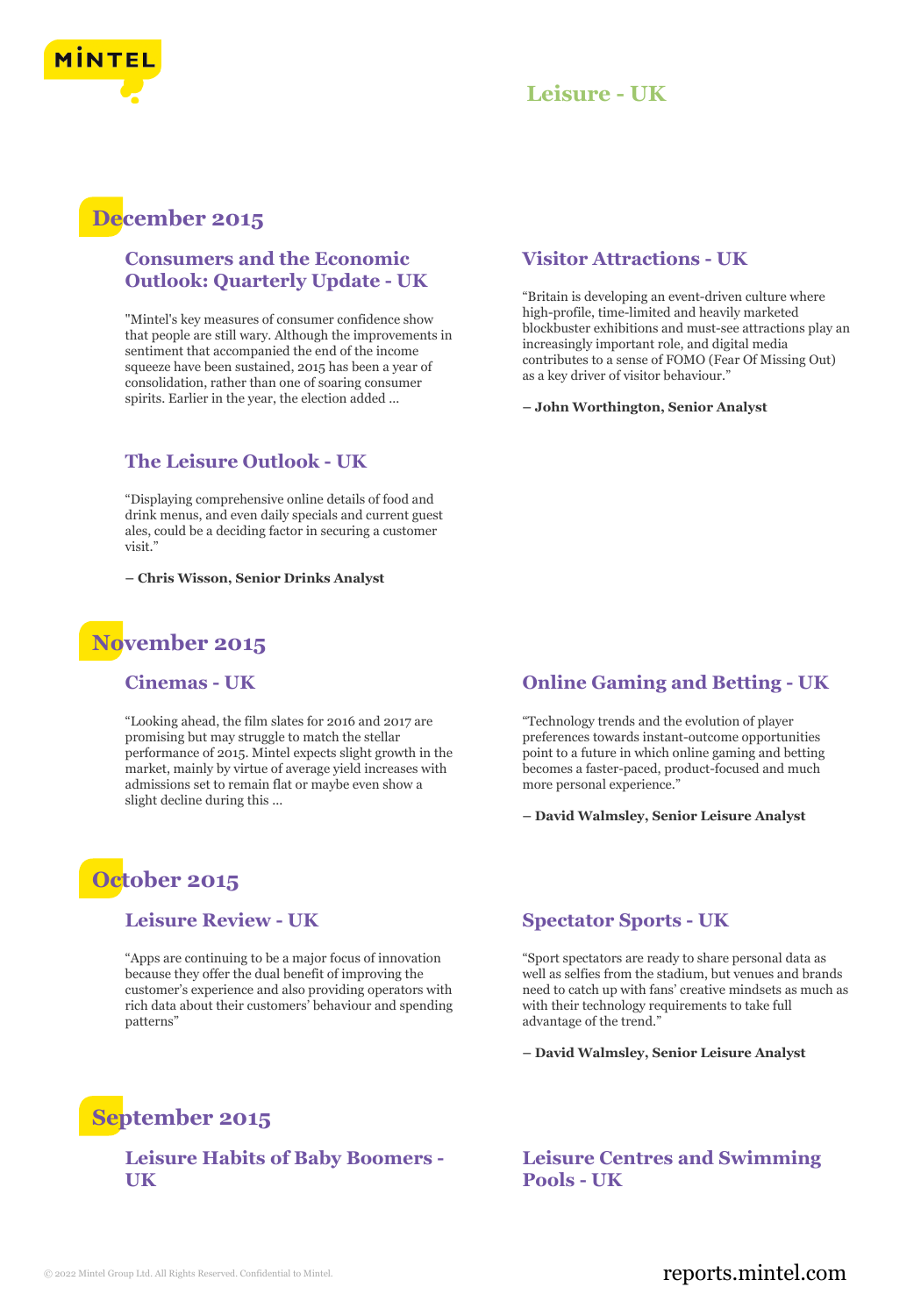# Leisure - UK

## December 2015

### Consumers and the Economic Outlook: Quarterly Update - UK

"Mintel's key measures of consumer confidence show that people are still wary. Although the improvements in sentiment that accompanied the end of the income squeeze have been sustained, 2015 has been a year of consolidation, rather than one of soaring consumer spirits. Earlier in the year, the election added ...

### The Leisure Outlook - UK

"Displaying comprehensive online details of food and drink menus, and even daily specials and current guest ales, could be a deciding factor in securing a customer visit."

**– Chris Wisson, Senior Drinks Analyst**

### Visitor Attractions - UK

"Britain is developing an event-driven culture where high-profile, time-limited and heavily marketed blockbuster exhibitions and must-see attractions play an increasingly important role, and digital media contributes to a sense of FOMO (Fear Of Missing Out) as a key driver of visitor behaviour."

**– John Worthington, Senior Analyst**

## November 2015

### Cinemas - UK

"Looking ahead, the film slates for 2016 and 2017 are promising but may struggle to match the stellar performance of 2015. Mintel expects slight growth in the market, mainly by virtue of average yield increases with admissions set to remain flat or maybe even show a slight decline during this ...

### Online Gaming and Betting - UK

"Technology trends and the evolution of player preferences towards instant-outcome opportunities point to a future in which online gaming and betting becomes a faster-paced, product-focused and much more personal experience."

**– David Walmsley, Senior Leisure Analyst**

## October 2015

### Leisure Review - UK

"Apps are continuing to be a major focus of innovation because they offer the dual benefit of improving the customer's experience and also providing operators with rich data about their customers' behaviour and spending patterns"

### Spectator Sports - UK

"Sport spectators are ready to share personal data as well as selfies from the stadium, but venues and brands need to catch up with fans' creative mindsets as much as with their technology requirements to take full advantage of the trend."

**– David Walmsley, Senior Leisure Analyst**

## September 2015

### Leisure Habits of Baby Boomers - UK

### Leisure Centres and Swimming Pools - UK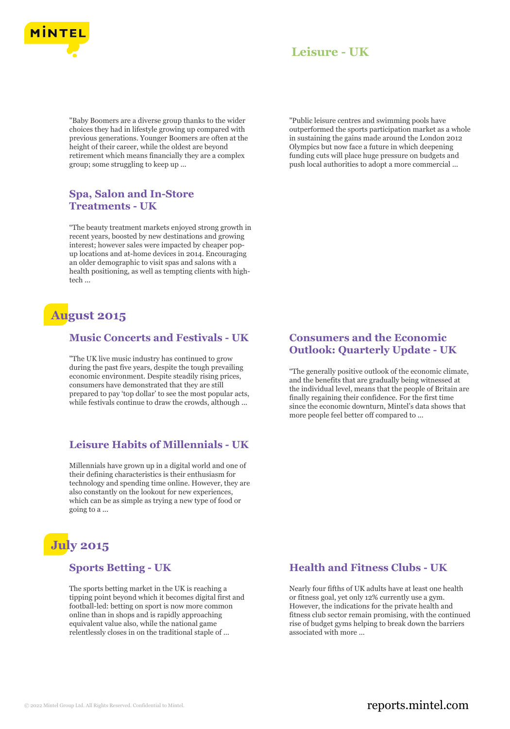"Baby Boomers are a diverse group thanks to the wider choices they had in lifestyle growing up compared with previous generations. Younger Boomers are often at the height of their career, while the oldest are beyond retirement which means financially they are a complex group; some struggling to keep up ...

"Public leisure centres and swimming pools have outperformed the sports participation market as a whole in sustaining the gains made around the London 2012 Olympics but now face a future in which deepening funding cuts will place huge pressure on budgets and push local authorities to adopt a more commercial ...

### Spa, Salon and In-Store Treatments - UK

"The beauty treatment markets enjoyed strong growth in recent years, boosted by new destinations and growing interest; however sales were impacted by cheaper pop-up locations and at-home devices in 2014. Encouraging an older demographic to visit spas and salons with a health positioning, as well as tempting clients with high-tech ...

## August 2015

### Music Concerts and Festivals - UK

"The UK live music industry has continued to grow during the past five years, despite the tough prevailing economic environment. Despite steadily rising prices, consumers have demonstrated that they are still prepared to pay 'top dollar' to see the most popular acts, while festivals continue to draw the crowds, although ...

### Consumers and the Economic Outlook: Quarterly Update - UK

"The generally positive outlook of the economic climate, and the benefits that are gradually being witnessed at the individual level, means that the people of Britain are finally regaining their confidence. For the first time since the economic downturn, Mintel's data shows that more people feel better off compared to ...

### Leisure Habits of Millennials - UK

Millennials have grown up in a digital world and one of their defining characteristics is their enthusiasm for technology and spending time online. However, they are also constantly on the lookout for new experiences, which can be as simple as trying a new type of food or going to a ...

## July 2015

### Sports Betting - UK

The sports betting market in the UK is reaching a tipping point beyond which it becomes digital first and football-led: betting on sport is now more common online than in shops and is rapidly approaching equivalent value also, while the national game relentlessly closes in on the traditional staple of ...

### Health and Fitness Clubs - UK

Nearly four fifths of UK adults have at least one health or fitness goal, yet only 12% currently use a gym. However, the indications for the private health and fitness club sector remain promising, with the continued rise of budget gyms helping to break down the barriers associated with more ...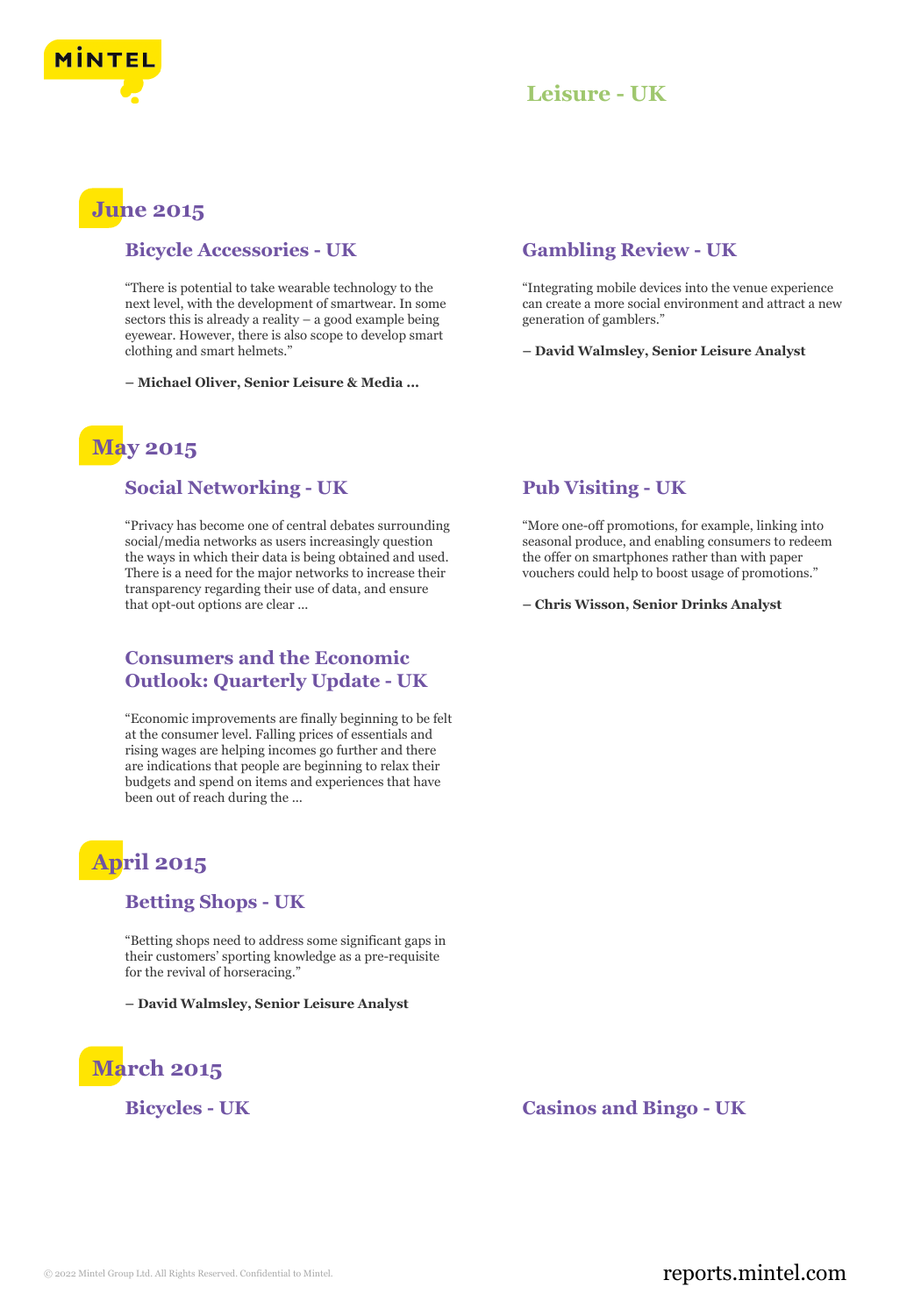# Leisure - UK

## June 2015

### Bicycle Accessories - UK

"There is potential to take wearable technology to the next level, with the development of smartwear. In some sectors this is already a reality – a good example being eyewear. However, there is also scope to develop smart clothing and smart helmets."

**– Michael Oliver, Senior Leisure & Media ...**

### Gambling Review - UK

"Integrating mobile devices into the venue experience can create a more social environment and attract a new generation of gamblers."

**– David Walmsley, Senior Leisure Analyst**

## May 2015

### Social Networking - UK

"Privacy has become one of central debates surrounding social/media networks as users increasingly question the ways in which their data is being obtained and used. There is a need for the major networks to increase their transparency regarding their use of data, and ensure that opt-out options are clear ...

### Pub Visiting - UK

"More one-off promotions, for example, linking into seasonal produce, and enabling consumers to redeem the offer on smartphones rather than with paper vouchers could help to boost usage of promotions."

**– Chris Wisson, Senior Drinks Analyst**

### Consumers and the Economic Outlook: Quarterly Update - UK

"Economic improvements are finally beginning to be felt at the consumer level. Falling prices of essentials and rising wages are helping incomes go further and there are indications that people are beginning to relax their budgets and spend on items and experiences that have been out of reach during the ...

## April 2015

### Betting Shops - UK

"Betting shops need to address some significant gaps in their customers' sporting knowledge as a pre-requisite for the revival of horseracing."

**– David Walmsley, Senior Leisure Analyst**

## March 2015

### Bicycles - UK

### Casinos and Bingo - UK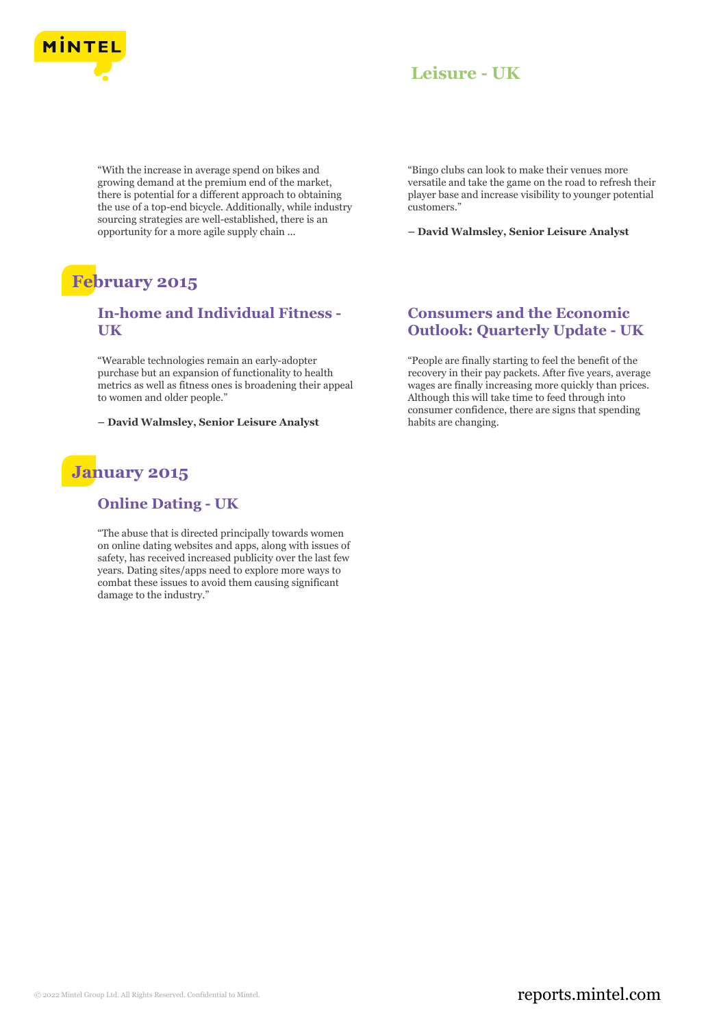"With the increase in average spend on bikes and growing demand at the premium end of the market, there is potential for a different approach to obtaining the use of a top-end bicycle. Additionally, while industry sourcing strategies are well-established, there is an opportunity for a more agile supply chain ...

"Bingo clubs can look to make their venues more versatile and take the game on the road to refresh their player base and increase visibility to younger potential customers."

**– David Walmsley, Senior Leisure Analyst**

## February 2015

### In-home and Individual Fitness - UK

"Wearable technologies remain an early-adopter purchase but an expansion of functionality to health metrics as well as fitness ones is broadening their appeal to women and older people."

**– David Walmsley, Senior Leisure Analyst**

### Consumers and the Economic Outlook: Quarterly Update - UK

"People are finally starting to feel the benefit of the recovery in their pay packets. After five years, average wages are finally increasing more quickly than prices. Although this will take time to feed through into consumer confidence, there are signs that spending habits are changing.

## January 2015

### Online Dating - UK

"The abuse that is directed principally towards women on online dating websites and apps, along with issues of safety, has received increased publicity over the last few years. Dating sites/apps need to explore more ways to combat these issues to avoid them causing significant damage to the industry."